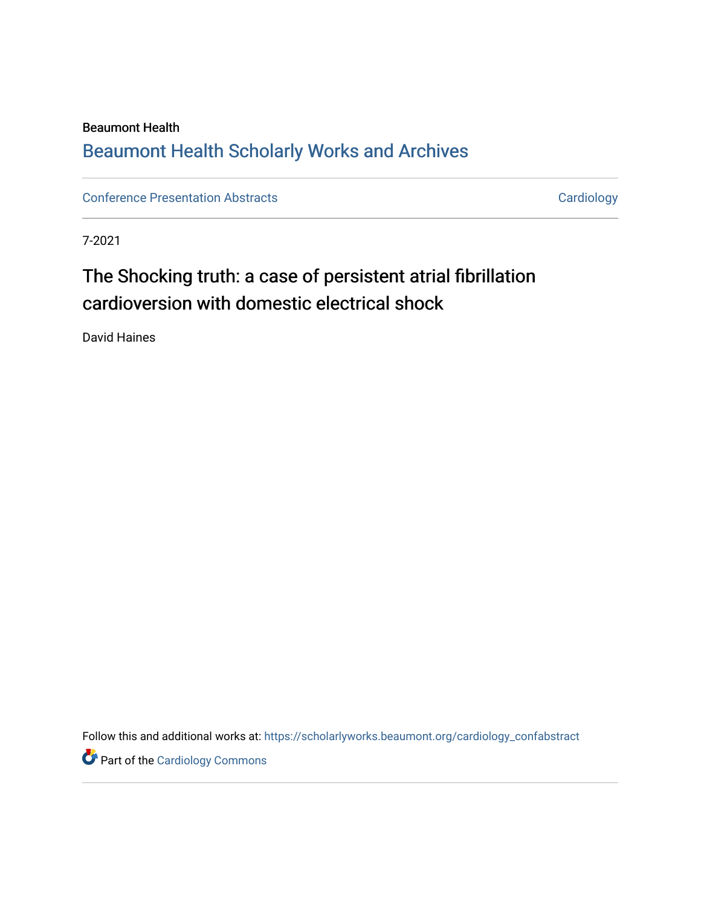Beaumont Health

## Beaumont Health Scholarly Works and Archives

Conference Presentation Abstracts

Cardiology

7-2021

# The Shocking truth: a case of persistent atrial fibrillation cardioversion with domestic electrical shock

David Haines

Follow this and additional works at: https://scholarlyworks.beaumont.org/cardiology_confabstract

Part of the Cardiology Commons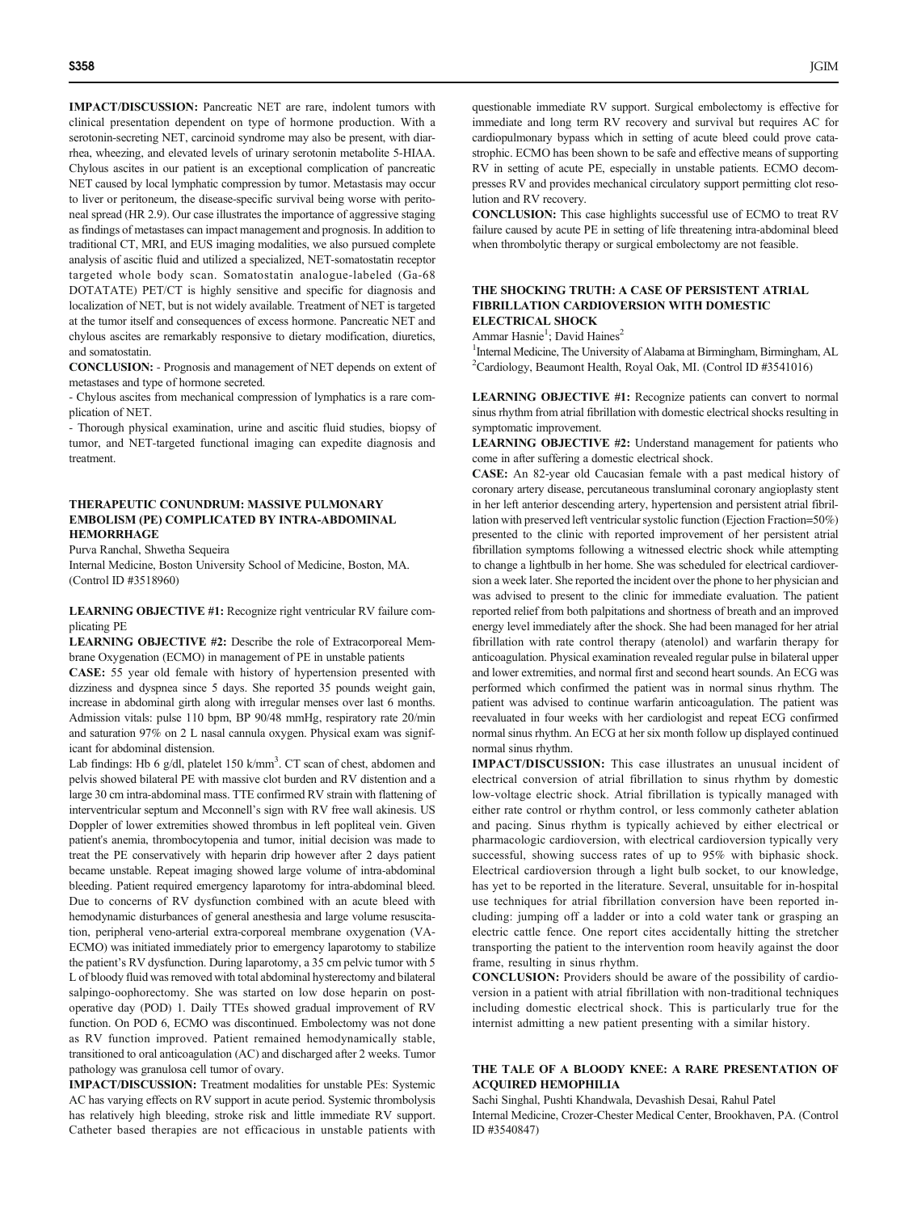**IMPACT/DISCUSSION:** Pancreatic NET are rare, indolent tumors with clinical presentation dependent on type of hormone production. With a serotonin-secreting NET, carcinoid syndrome may also be present, with diarrhea, wheezing, and elevated levels of urinary serotonin metabolite 5-HIAA. Chylous ascites in our patient is an exceptional complication of pancreatic NET caused by local lymphatic compression by tumor. Metastasis may occur to liver or peritoneum, the disease-specific survival being worse with peritoneal spread (HR 2.9). Our case illustrates the importance of aggressive staging as findings of metastases can impact management and prognosis. In addition to traditional CT, MRI, and EUS imaging modalities, we also pursued complete analysis of ascitic fluid and utilized a specialized, NET-somatostatin receptor targeted whole body scan. Somatostatin analogue-labeled (Ga-68 DOTATATE) PET/CT is highly sensitive and specific for diagnosis and localization of NET, but is not widely available. Treatment of NET is targeted at the tumor itself and consequences of excess hormone. Pancreatic NET and chylous ascites are remarkably responsive to dietary modification, diuretics, and somatostatin.

**CONCLUSION:** - Prognosis and management of NET depends on extent of metastases and type of hormone secreted.

- Chylous ascites from mechanical compression of lymphatics is a rare complication of NET.

- Thorough physical examination, urine and ascitic fluid studies, biopsy of tumor, and NET-targeted functional imaging can expedite diagnosis and treatment.

### THERAPEUTIC CONUNDRUM: MASSIVE PULMONARY EMBOLISM (PE) COMPLICATED BY INTRA-ABDOMINAL HEMORRHAGE

Purva Ranchal, Shwetha Sequeira

Internal Medicine, Boston University School of Medicine, Boston, MA. (Control ID #3518960)

**LEARNING OBJECTIVE #1:** Recognize right ventricular RV failure complicating PE

**LEARNING OBJECTIVE #2:** Describe the role of Extracorporeal Membrane Oxygenation (ECMO) in management of PE in unstable patients

**CASE:** 55 year old female with history of hypertension presented with dizziness and dyspnea since 5 days. She reported 35 pounds weight gain, increase in abdominal girth along with irregular menses over last 6 months. Admission vitals: pulse 110 bpm, BP 90/48 mmHg, respiratory rate 20/min and saturation 97% on 2 L nasal cannula oxygen. Physical exam was significant for abdominal distension.

Lab findings: Hb 6 g/dl, platelet 150 k/mm$^3$. CT scan of chest, abdomen and pelvis showed bilateral PE with massive clot burden and RV distention and a large 30 cm intra-abdominal mass. TTE confirmed RV strain with flattening of interventricular septum and Mcconnell's sign with RV free wall akinesis. US Doppler of lower extremities showed thrombus in left popliteal vein. Given patient's anemia, thrombocytopenia and tumor, initial decision was made to treat the PE conservatively with heparin drip however after 2 days patient became unstable. Repeat imaging showed large volume of intra-abdominal bleeding. Patient required emergency laparotomy for intra-abdominal bleed. Due to concerns of RV dysfunction combined with an acute bleed with hemodynamic disturbances of general anesthesia and large volume resuscitation, peripheral veno-arterial extra-corporeal membrane oxygenation (VA-ECMO) was initiated immediately prior to emergency laparotomy to stabilize the patient's RV dysfunction. During laparotomy, a 35 cm pelvic tumor with 5 L of bloody fluid was removed with total abdominal hysterectomy and bilateral salpingo-oophorectomy. She was started on low dose heparin on post-operative day (POD) 1. Daily TTEs showed gradual improvement of RV function. On POD 6, ECMO was discontinued. Embolectomy was not done as RV function improved. Patient remained hemodynamically stable, transitioned to oral anticoagulation (AC) and discharged after 2 weeks. Tumor pathology was granulosa cell tumor of ovary.

**IMPACT/DISCUSSION:** Treatment modalities for unstable PEs: Systemic AC has varying effects on RV support in acute period. Systemic thrombolysis has relatively high bleeding, stroke risk and little immediate RV support. Catheter based therapies are not efficacious in unstable patients with questionable immediate RV support. Surgical embolectomy is effective for immediate and long term RV recovery and survival but requires AC for cardiopulmonary bypass which in setting of acute bleed could prove catastrophic. ECMO has been shown to be safe and effective means of supporting RV in setting of acute PE, especially in unstable patients. ECMO decompresses RV and provides mechanical circulatory support permitting clot resolution and RV recovery.

**CONCLUSION:** This case highlights successful use of ECMO to treat RV failure caused by acute PE in setting of life threatening intra-abdominal bleed when thrombolytic therapy or surgical embolectomy are not feasible.

### THE SHOCKING TRUTH: A CASE OF PERSISTENT ATRIAL FIBRILLATION CARDIOVERSION WITH DOMESTIC ELECTRICAL SHOCK

Ammar Hasnie[1]; David Haines[2]

[1]Internal Medicine, The University of Alabama at Birmingham, Birmingham, AL [2]Cardiology, Beaumont Health, Royal Oak, MI. (Control ID #3541016)

**LEARNING OBJECTIVE #1:** Recognize patients can convert to normal sinus rhythm from atrial fibrillation with domestic electrical shocks resulting in symptomatic improvement.

**LEARNING OBJECTIVE #2:** Understand management for patients who come in after suffering a domestic electrical shock.

**CASE:** An 82-year old Caucasian female with a past medical history of coronary artery disease, percutaneous transluminal coronary angioplasty stent in her left anterior descending artery, hypertension and persistent atrial fibrillation with preserved left ventricular systolic function (Ejection Fraction=50%) presented to the clinic with reported improvement of her persistent atrial fibrillation symptoms following a witnessed electric shock while attempting to change a lightbulb in her home. She was scheduled for electrical cardioversion a week later. She reported the incident over the phone to her physician and was advised to present to the clinic for immediate evaluation. The patient reported relief from both palpitations and shortness of breath and an improved energy level immediately after the shock. She had been managed for her atrial fibrillation with rate control therapy (atenolol) and warfarin therapy for anticoagulation. Physical examination revealed regular pulse in bilateral upper and lower extremities, and normal first and second heart sounds. An ECG was performed which confirmed the patient was in normal sinus rhythm. The patient was advised to continue warfarin anticoagulation. The patient was reevaluated in four weeks with her cardiologist and repeat ECG confirmed normal sinus rhythm. An ECG at her six month follow up displayed continued normal sinus rhythm.

**IMPACT/DISCUSSION:** This case illustrates an unusual incident of electrical conversion of atrial fibrillation to sinus rhythm by domestic low-voltage electric shock. Atrial fibrillation is typically managed with either rate control or rhythm control, or less commonly catheter ablation and pacing. Sinus rhythm is typically achieved by either electrical or pharmacologic cardioversion, with electrical cardioversion typically very successful, showing success rates of up to 95% with biphasic shock. Electrical cardioversion through a light bulb socket, to our knowledge, has yet to be reported in the literature. Several, unsuitable for in-hospital use techniques for atrial fibrillation conversion have been reported including: jumping off a ladder or into a cold water tank or grasping an electric cattle fence. One report cites accidentally hitting the stretcher transporting the patient to the intervention room heavily against the door frame, resulting in sinus rhythm.

**CONCLUSION:** Providers should be aware of the possibility of cardioversion in a patient with atrial fibrillation with non-traditional techniques including domestic electrical shock. This is particularly true for the internist admitting a new patient presenting with a similar history.

### THE TALE OF A BLOODY KNEE: A RARE PRESENTATION OF ACQUIRED HEMOPHILIA

Sachi Singhal, Pushti Khandwala, Devashish Desai, Rahul Patel

Internal Medicine, Crozer-Chester Medical Center, Brookhaven, PA. (Control ID #3540847)